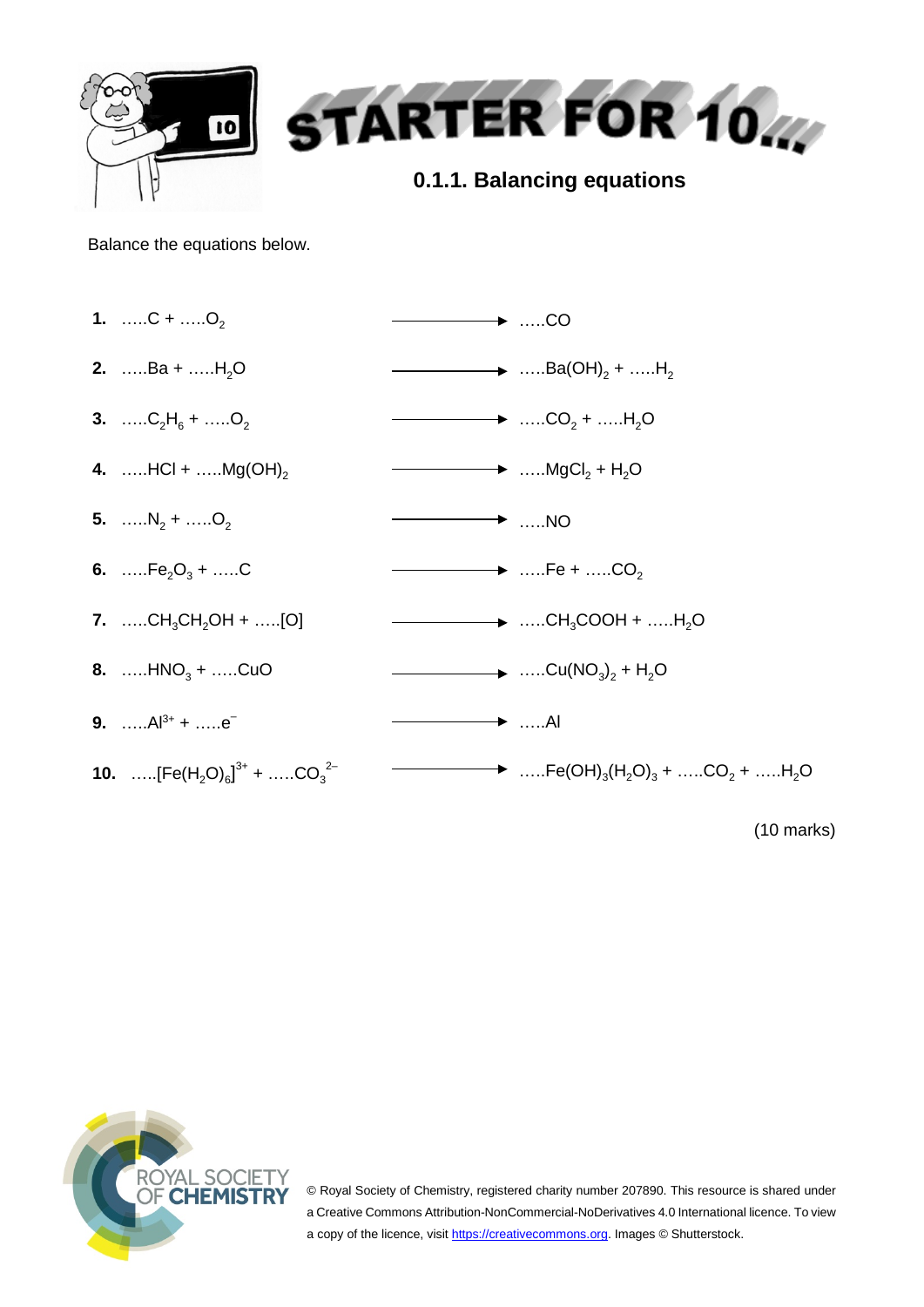# STARTER FOR 10...

## 0.1.1. Balancing equations

Balance the equations below.

**1.** …..$C$ + …..$O_2$ ⟶ …..$CO$

**2.** …..$Ba$ + …..$H_2O$ ⟶ …..$Ba(OH)_2$ + …..$H_2$

**3.** …..$C_2H_6$ + …..$O_2$ ⟶ …..$CO_2$ + …..$H_2O$

**4.** …..$HCl$ + …..$Mg(OH)_2$ ⟶ …..$MgCl_2$ + $H_2O$

**5.** …..$N_2$ + …..$O_2$ ⟶ …..$NO$

**6.** …..$Fe_2O_3$ + …..$C$ ⟶ …..$Fe$ + …..$CO_2$

**7.** …..$CH_3CH_2OH$ + …..[O] ⟶ …..$CH_3COOH$ + …..$H_2O$

**8.** …..$HNO_3$ + …..$CuO$ ⟶ …..$Cu(NO_3)_2$ + $H_2O$

**9.** …..$Al^{3+}$ + …..$e^-$ ⟶ …..$Al$

**10.** …..$[Fe(H_2O)_6]^{3+}$ + …..$CO_3^{2-}$ ⟶ …..$Fe(OH)_3(H_2O)_3$ + …..$CO_2$ + …..$H_2O$

(10 marks)

© Royal Society of Chemistry, registered charity number 207890. This resource is shared under a Creative Commons Attribution-NonCommercial-NoDerivatives 4.0 International licence. To view a copy of the licence, visit https://creativecommons.org. Images © Shutterstock.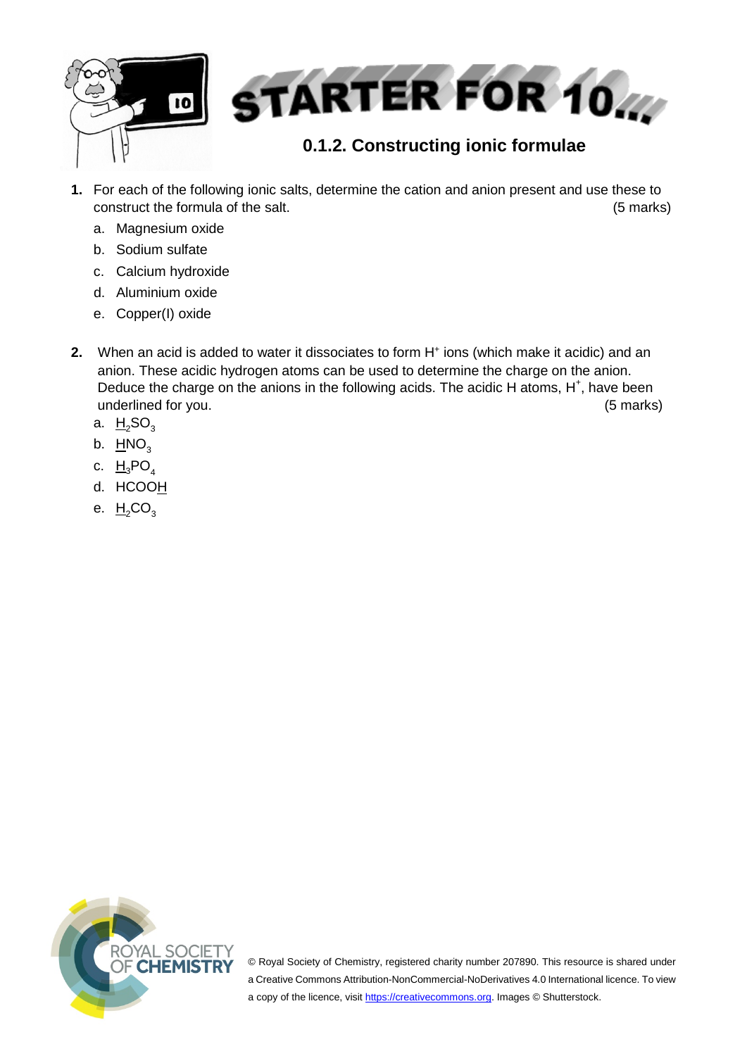# STARTER FOR 10...

## 0.1.2. Constructing ionic formulae

**1.** For each of the following ionic salts, determine the cation and anion present and use these to construct the formula of the salt. (5 marks)

a. Magnesium oxide

b. Sodium sulfate

c. Calcium hydroxide

d. Aluminium oxide

e. Copper(I) oxide

**2.** When an acid is added to water it dissociates to form $H^+$ ions (which make it acidic) and an anion. These acidic hydrogen atoms can be used to determine the charge on the anion. Deduce the charge on the anions in the following acids. The acidic H atoms, $H^+$, have been underlined for you. (5 marks)

a. $\underline{H_2}SO_3$

b. $\underline{H}NO_3$

c. $\underline{H_3}PO_4$

d. $HCOO\underline{H}$

e. $\underline{H_2}CO_3$

© Royal Society of Chemistry, registered charity number 207890. This resource is shared under a Creative Commons Attribution-NonCommercial-NoDerivatives 4.0 International licence. To view a copy of the licence, visit https://creativecommons.org. Images © Shutterstock.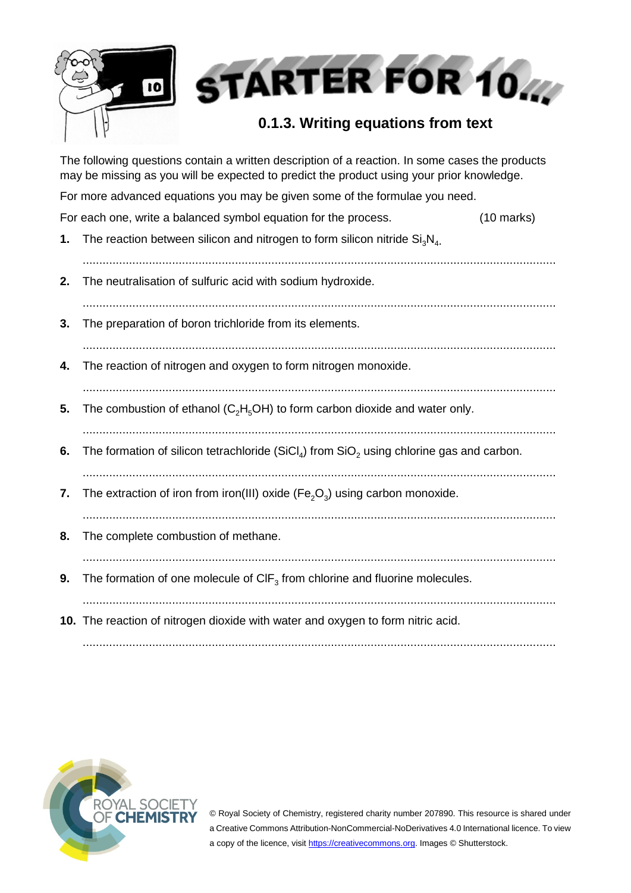# STARTER FOR 10...

## 0.1.3. Writing equations from text

The following questions contain a written description of a reaction. In some cases the products may be missing as you will be expected to predict the product using your prior knowledge.

For more advanced equations you may be given some of the formulae you need.

For each one, write a balanced symbol equation for the process. (10 marks)

1. The reaction between silicon and nitrogen to form silicon nitride $Si_3N_4$.

   ..............................................................................................................................................

2. The neutralisation of sulfuric acid with sodium hydroxide.

   ..............................................................................................................................................

3. The preparation of boron trichloride from its elements.

   ..............................................................................................................................................

4. The reaction of nitrogen and oxygen to form nitrogen monoxide.

   ..............................................................................................................................................

5. The combustion of ethanol ($C_2H_5OH$) to form carbon dioxide and water only.

   ..............................................................................................................................................

6. The formation of silicon tetrachloride ($SiCl_4$) from $SiO_2$ using chlorine gas and carbon.

   ..............................................................................................................................................

7. The extraction of iron from iron(III) oxide ($Fe_2O_3$) using carbon monoxide.

   ..............................................................................................................................................

8. The complete combustion of methane.

   ..............................................................................................................................................

9. The formation of one molecule of $ClF_3$ from chlorine and fluorine molecules.

   ..............................................................................................................................................

10. The reaction of nitrogen dioxide with water and oxygen to form nitric acid.

   ..............................................................................................................................................

ROYAL SOCIETY OF CHEMISTRY

© Royal Society of Chemistry, registered charity number 207890. This resource is shared under a Creative Commons Attribution-NonCommercial-NoDerivatives 4.0 International licence. To view a copy of the licence, visit https://creativecommons.org. Images © Shutterstock.